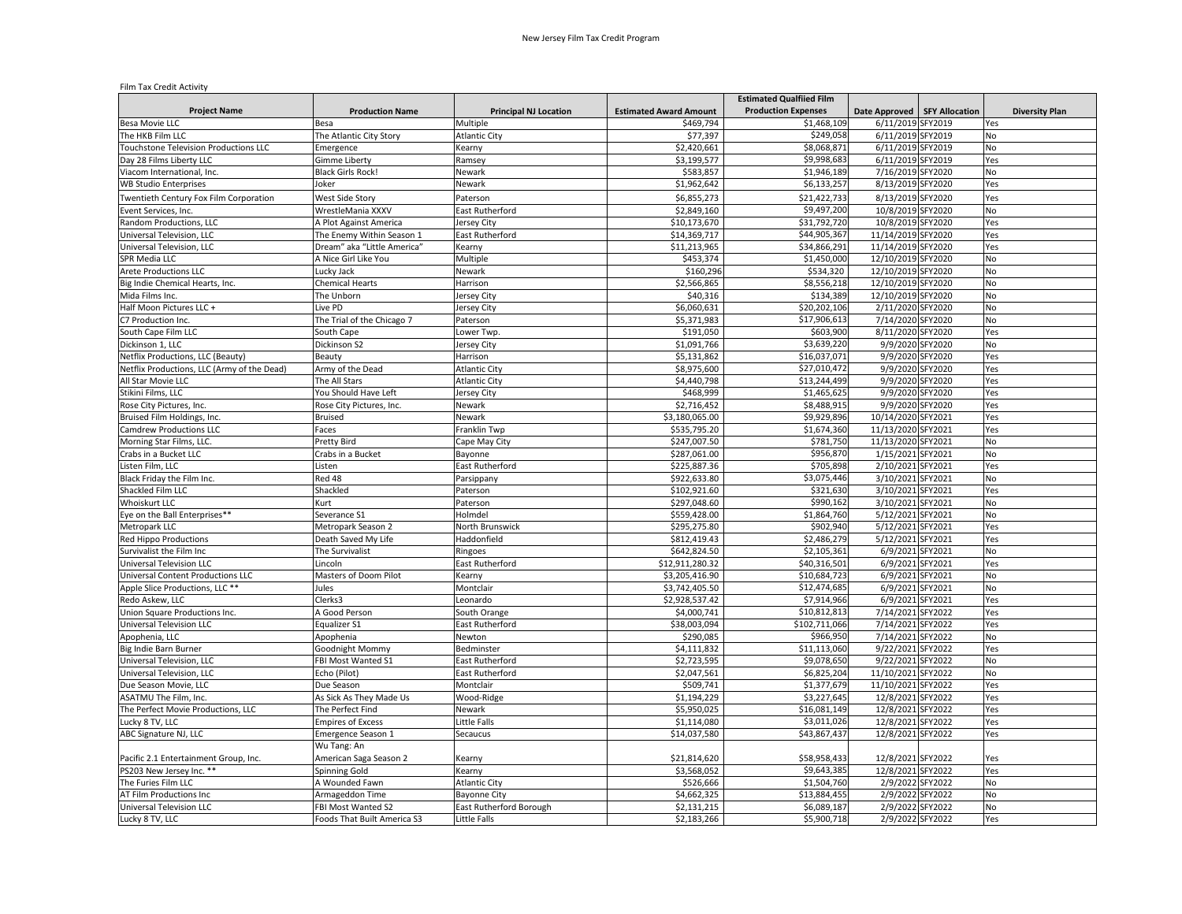# New Jersey Film Tax Credit Program

Film Tax Credit Activity

| Project Name | Production Name | Principal NJ Location | Estimated Award Amount | Estimated Qualfiied Film Production Expenses | Date Approved | SFY Allocation | Diversity Plan |
|---|---|---|---|---|---|---|---|
| Besa Movie LLC | Besa | Multiple | $469,794 | $1,468,109 | 6/11/2019 | SFY2019 | Yes |
| The HKB Film LLC | The Atlantic City Story | Atlantic City | $77,397 | $249,058 | 6/11/2019 | SFY2019 | No |
| Touchstone Television Productions LLC | Emergence | Kearny | $2,420,661 | $8,068,871 | 6/11/2019 | SFY2019 | No |
| Day 28 Films Liberty LLC | Gimme Liberty | Ramsey | $3,199,577 | $9,998,683 | 6/11/2019 | SFY2019 | Yes |
| Viacom International, Inc. | Black Girls Rock! | Newark | $583,857 | $1,946,189 | 7/16/2019 | SFY2020 | No |
| WB Studio Enterprises | Joker | Newark | $1,962,642 | $6,133,257 | 8/13/2019 | SFY2020 | Yes |
| Twentieth Century Fox Film Corporation | West Side Story | Paterson | $6,855,273 | $21,422,733 | 8/13/2019 | SFY2020 | Yes |
| Event Services, Inc. | WrestleMania XXXV | East Rutherford | $2,849,160 | $9,497,200 | 10/8/2019 | SFY2020 | No |
| Random Productions, LLC | A Plot Against America | Jersey City | $10,173,670 | $31,792,720 | 10/8/2019 | SFY2020 | Yes |
| Universal Television, LLC | The Enemy Within Season 1 | East Rutherford | $14,369,717 | $44,905,367 | 11/14/2019 | SFY2020 | Yes |
| Universal Television, LLC | Dream" aka "Little America" | Kearny | $11,213,965 | $34,866,291 | 11/14/2019 | SFY2020 | Yes |
| SPR Media LLC | A Nice Girl Like You | Multiple | $453,374 | $1,450,000 | 12/10/2019 | SFY2020 | No |
| Arete Productions LLC | Lucky Jack | Newark | $160,296 | $534,320 | 12/10/2019 | SFY2020 | No |
| Big Indie Chemical Hearts, Inc. | Chemical Hearts | Harrison | $2,566,865 | $8,556,218 | 12/10/2019 | SFY2020 | No |
| Mida Films Inc. | The Unborn | Jersey City | $40,316 | $134,389 | 12/10/2019 | SFY2020 | No |
| Half Moon Pictures LLC + | Live PD | Jersey City | $6,060,631 | $20,202,106 | 2/11/2020 | SFY2020 | No |
| C7 Production Inc. | The Trial of the Chicago 7 | Paterson | $5,371,983 | $17,906,613 | 7/14/2020 | SFY2020 | No |
| South Cape Film LLC | South Cape | Lower Twp. | $191,050 | $603,900 | 8/11/2020 | SFY2020 | Yes |
| Dickinson 1, LLC | Dickinson S2 | Jersey City | $1,091,766 | $3,639,220 | 9/9/2020 | SFY2020 | No |
| Netflix Productions, LLC (Beauty) | Beauty | Harrison | $5,131,862 | $16,037,071 | 9/9/2020 | SFY2020 | Yes |
| Netflix Productions, LLC (Army of the Dead) | Army of the Dead | Atlantic City | $8,975,600 | $27,010,472 | 9/9/2020 | SFY2020 | Yes |
| All Star Movie LLC | The All Stars | Atlantic City | $4,440,798 | $13,244,499 | 9/9/2020 | SFY2020 | Yes |
| Stikini Films, LLC | You Should Have Left | Jersey City | $468,999 | $1,465,625 | 9/9/2020 | SFY2020 | Yes |
| Rose City Pictures, Inc. | Rose City Pictures, Inc. | Newark | $2,716,452 | $8,488,915 | 9/9/2020 | SFY2020 | Yes |
| Bruised Film Holdings, Inc. | Bruised | Newark | $3,180,065.00 | $9,929,896 | 10/14/2020 | SFY2021 | Yes |
| Camdrew Productions LLC | Faces | Franklin Twp | $535,795.20 | $1,674,360 | 11/13/2020 | SFY2021 | Yes |
| Morning Star Films, LLC. | Pretty Bird | Cape May City | $247,007.50 | $781,750 | 11/13/2020 | SFY2021 | No |
| Crabs in a Bucket LLC | Crabs in a Bucket | Bayonne | $287,061.00 | $956,870 | 1/15/2021 | SFY2021 | No |
| Listen Film, LLC | Listen | East Rutherford | $225,887.36 | $705,898 | 2/10/2021 | SFY2021 | Yes |
| Black Friday the Film Inc. | Red 48 | Parsippany | $922,633.80 | $3,075,446 | 3/10/2021 | SFY2021 | No |
| Shackled Film LLC | Shackled | Paterson | $102,921.60 | $321,630 | 3/10/2021 | SFY2021 | Yes |
| Whoiskurt LLC | Kurt | Paterson | $297,048.60 | $990,162 | 3/10/2021 | SFY2021 | No |
| Eye on the Ball Enterprises** | Severance S1 | Holmdel | $559,428.00 | $1,864,760 | 5/12/2021 | SFY2021 | No |
| Metropark LLC | Metropark Season 2 | North Brunswick | $295,275.80 | $902,940 | 5/12/2021 | SFY2021 | Yes |
| Red Hippo Productions | Death Saved My Life | Haddonfield | $812,419.43 | $2,486,279 | 5/12/2021 | SFY2021 | Yes |
| Survivalist the Film Inc | The Survivalist | Ringoes | $642,824.50 | $2,105,361 | 6/9/2021 | SFY2021 | No |
| Universal Television LLC | Lincoln | East Rutherford | $12,911,280.32 | $40,316,501 | 6/9/2021 | SFY2021 | Yes |
| Universal Content Productions LLC | Masters of Doom Pilot | Kearny | $3,205,416.90 | $10,684,723 | 6/9/2021 | SFY2021 | No |
| Apple Slice Productions, LLC ** | Jules | Montclair | $3,742,405.50 | $12,474,685 | 6/9/2021 | SFY2021 | No |
| Redo Askew, LLC | Clerks3 | Leonardo | $2,928,537.42 | $7,914,966 | 6/9/2021 | SFY2021 | Yes |
| Union Square Productions Inc. | A Good Person | South Orange | $4,000,741 | $10,812,813 | 7/14/2021 | SFY2022 | Yes |
| Universal Television LLC | Equalizer S1 | East Rutherford | $38,003,094 | $102,711,066 | 7/14/2021 | SFY2022 | Yes |
| Apophenia, LLC | Apophenia | Newton | $290,085 | $966,950 | 7/14/2021 | SFY2022 | No |
| Big Indie Barn Burner | Goodnight Mommy | Bedminster | $4,111,832 | $11,113,060 | 9/22/2021 | SFY2022 | Yes |
| Universal Television, LLC | FBI Most Wanted S1 | East Rutherford | $2,723,595 | $9,078,650 | 9/22/2021 | SFY2022 | No |
| Universal Television, LLC | Echo (Pilot) | East Rutherford | $2,047,561 | $6,825,204 | 11/10/2021 | SFY2022 | No |
| Due Season Movie, LLC | Due Season | Montclair | $509,741 | $1,377,679 | 11/10/2021 | SFY2022 | Yes |
| ASATMU The Film, Inc. | As Sick As They Made Us | Wood-Ridge | $1,194,229 | $3,227,645 | 12/8/2021 | SFY2022 | Yes |
| The Perfect Movie Productions, LLC | The Perfect Find | Newark | $5,950,025 | $16,081,149 | 12/8/2021 | SFY2022 | Yes |
| Lucky 8 TV, LLC | Empires of Excess | Little Falls | $1,114,080 | $3,011,026 | 12/8/2021 | SFY2022 | Yes |
| ABC Signature NJ, LLC | Emergence Season 1 | Secaucus | $14,037,580 | $43,867,437 | 12/8/2021 | SFY2022 | Yes |
| Pacific 2.1 Entertainment Group, Inc. | Wu Tang: An American Saga Season 2 | Kearny | $21,814,620 | $58,958,433 | 12/8/2021 | SFY2022 | Yes |
| PS203 New Jersey Inc. ** | Spinning Gold | Kearny | $3,568,052 | $9,643,385 | 12/8/2021 | SFY2022 | Yes |
| The Furies Film LLC | A Wounded Fawn | Atlantic City | $526,666 | $1,504,760 | 2/9/2022 | SFY2022 | No |
| AT Film Productions Inc | Armageddon Time | Bayonne City | $4,662,325 | $13,884,455 | 2/9/2022 | SFY2022 | No |
| Universal Television LLC | FBI Most Wanted S2 | East Rutherford Borough | $2,131,215 | $6,089,187 | 2/9/2022 | SFY2022 | No |
| Lucky 8 TV, LLC | Foods That Built America S3 | Little Falls | $2,183,266 | $5,900,718 | 2/9/2022 | SFY2022 | Yes |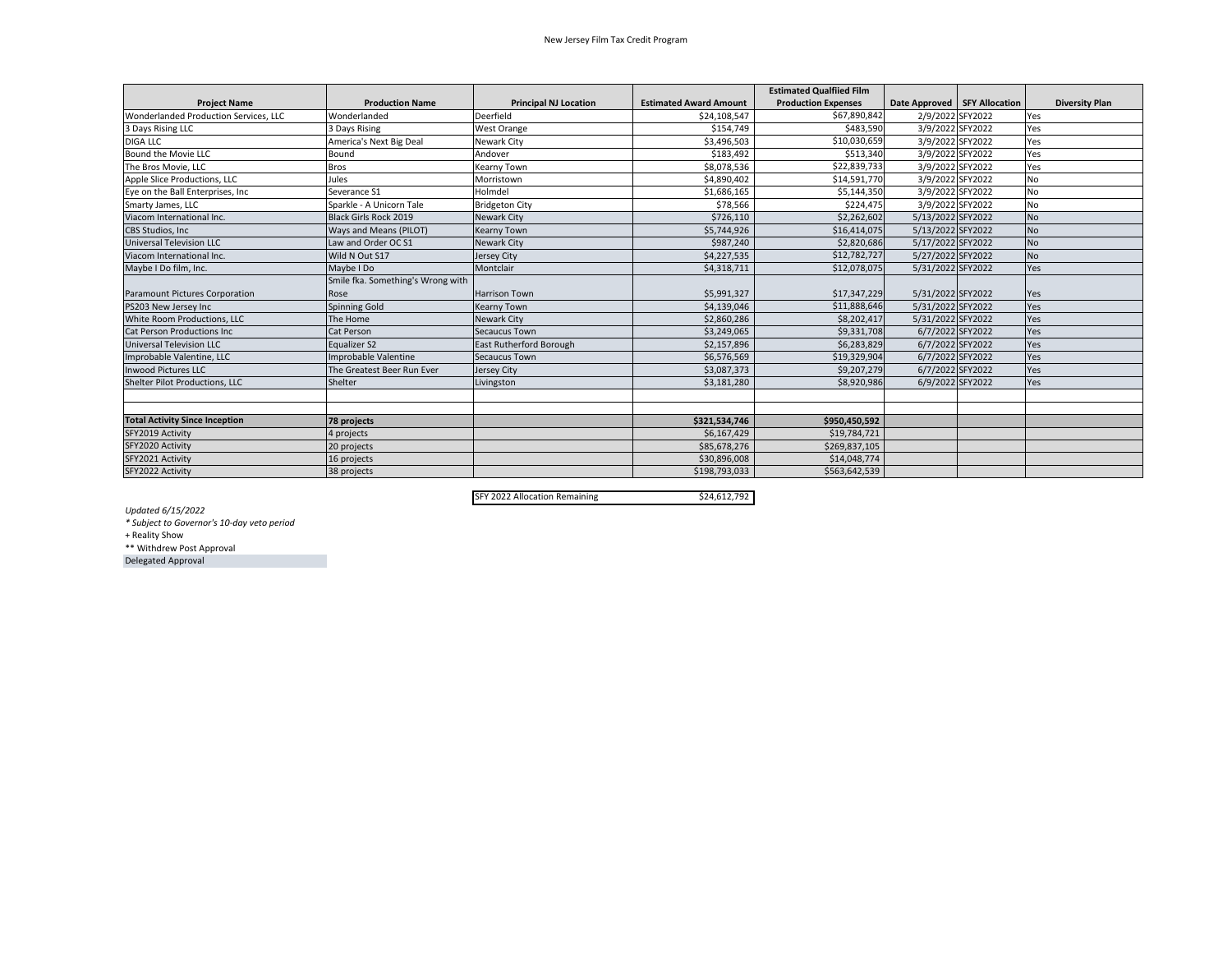New Jersey Film Tax Credit Program

| Project Name | Production Name | Principal NJ Location | Estimated Award Amount | Estimated Qualfiied Film Production Expenses | Date Approved | SFY Allocation | Diversity Plan |
|---|---|---|---|---|---|---|---|
| Wonderlanded Production Services, LLC | Wonderlanded | Deerfield | $24,108,547 | $67,890,842 | 2/9/2022 | SFY2022 | Yes |
| 3 Days Rising LLC | 3 Days Rising | West Orange | $154,749 | $483,590 | 3/9/2022 | SFY2022 | Yes |
| DIGA LLC | America's Next Big Deal | Newark City | $3,496,503 | $10,030,659 | 3/9/2022 | SFY2022 | Yes |
| Bound the Movie LLC | Bound | Andover | $183,492 | $513,340 | 3/9/2022 | SFY2022 | Yes |
| The Bros Movie, LLC | Bros | Kearny Town | $8,078,536 | $22,839,733 | 3/9/2022 | SFY2022 | Yes |
| Apple Slice Productions, LLC | Jules | Morristown | $4,890,402 | $14,591,770 | 3/9/2022 | SFY2022 | No |
| Eye on the Ball Enterprises, Inc | Severance S1 | Holmdel | $1,686,165 | $5,144,350 | 3/9/2022 | SFY2022 | No |
| Smarty James, LLC | Sparkle - A Unicorn Tale | Bridgeton City | $78,566 | $224,475 | 3/9/2022 | SFY2022 | No |
| Viacom International Inc. | Black Girls Rock 2019 | Newark City | $726,110 | $2,262,602 | 5/13/2022 | SFY2022 | No |
| CBS Studios, Inc | Ways and Means (PILOT) | Kearny Town | $5,744,926 | $16,414,075 | 5/13/2022 | SFY2022 | No |
| Universal Television LLC | Law and Order OC S1 | Newark City | $987,240 | $2,820,686 | 5/17/2022 | SFY2022 | No |
| Viacom International Inc. | Wild N Out S17 | Jersey City | $4,227,535 | $12,782,727 | 5/27/2022 | SFY2022 | No |
| Maybe I Do film, Inc. | Maybe I Do | Montclair | $4,318,711 | $12,078,075 | 5/31/2022 | SFY2022 | Yes |
| Paramount Pictures Corporation | Smile fka. Something's Wrong with Rose | Harrison Town | $5,991,327 | $17,347,229 | 5/31/2022 | SFY2022 | Yes |
| PS203 New Jersey Inc | Spinning Gold | Kearny Town | $4,139,046 | $11,888,646 | 5/31/2022 | SFY2022 | Yes |
| White Room Productions, LLC | The Home | Newark City | $2,860,286 | $8,202,417 | 5/31/2022 | SFY2022 | Yes |
| Cat Person Productions Inc | Cat Person | Secaucus Town | $3,249,065 | $9,331,708 | 6/7/2022 | SFY2022 | Yes |
| Universal Television LLC | Equalizer S2 | East Rutherford Borough | $2,157,896 | $6,283,829 | 6/7/2022 | SFY2022 | Yes |
| Improbable Valentine, LLC | Improbable Valentine | Secaucus Town | $6,576,569 | $19,329,904 | 6/7/2022 | SFY2022 | Yes |
| Inwood Pictures LLC | The Greatest Beer Run Ever | Jersey City | $3,087,373 | $9,207,279 | 6/7/2022 | SFY2022 | Yes |
| Shelter Pilot Productions, LLC | Shelter | Livingston | $3,181,280 | $8,920,986 | 6/9/2022 | SFY2022 | Yes |
| | | | | | | | |
| | | | | | | | |
| **Total Activity Since Inception** | **78 projects** | | **$321,534,746** | **$950,450,592** | | | |
| SFY2019 Activity | 4 projects | | $6,167,429 | $19,784,721 | | | |
| SFY2020 Activity | 20 projects | | $85,678,276 | $269,837,105 | | | |
| SFY2021 Activity | 16 projects | | $30,896,008 | $14,048,774 | | | |
| SFY2022 Activity | 38 projects | | $198,793,033 | $563,642,539 | | | |

| SFY 2022 Allocation Remaining | $24,612,792 |
|---|---|

*Updated 6/15/2022*

*\* Subject to Governor's 10-day veto period*

+ Reality Show

** Withdrew Post Approval

Delegated Approval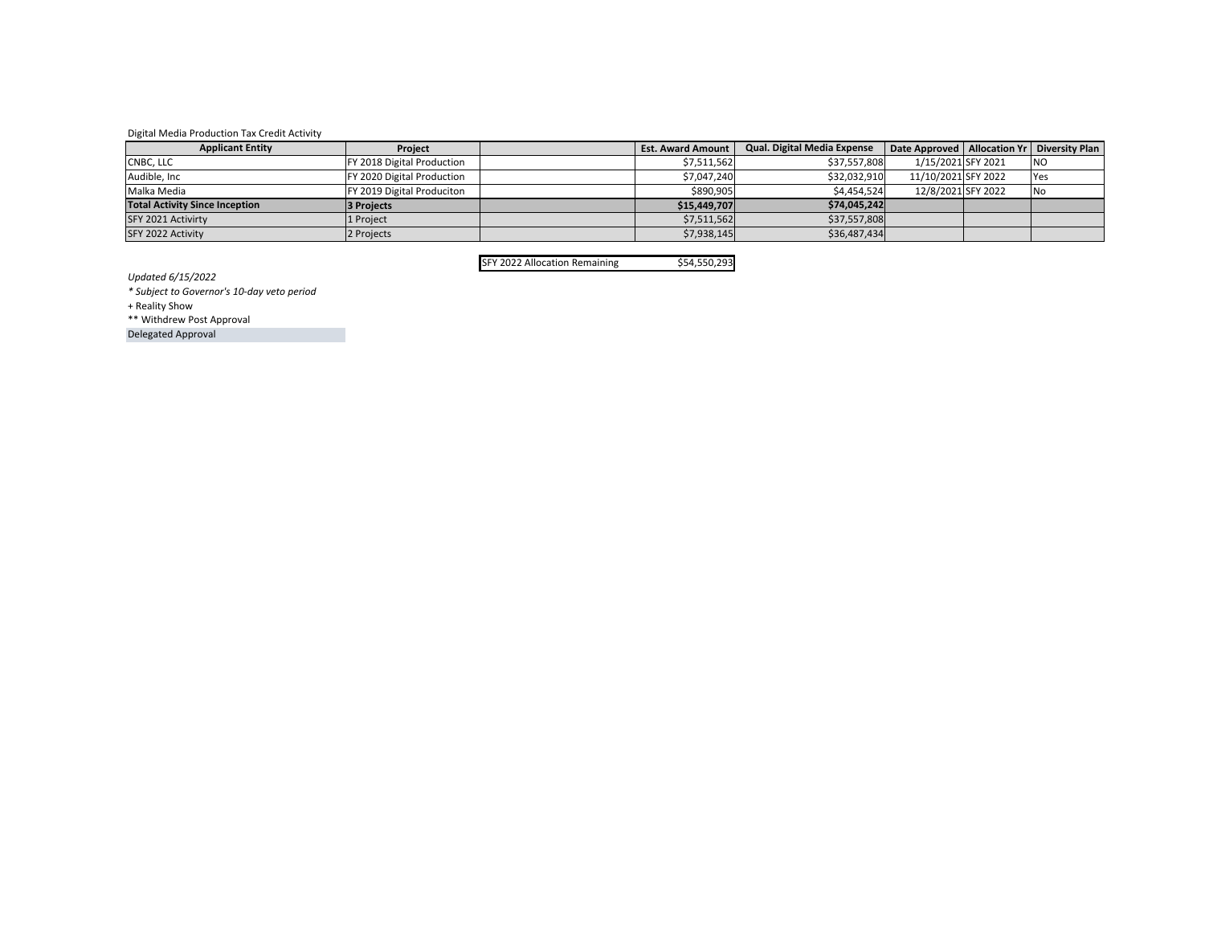Digital Media Production Tax Credit Activity

| Applicant Entity | Project | | Est. Award Amount | Qual. Digital Media Expense | Date Approved | Allocation Yr | Diversity Plan |
|---|---|---|---|---|---|---|---|
| CNBC, LLC | FY 2018 Digital Production | | $7,511,562 | $37,557,808 | 1/15/2021 | SFY 2021 | NO |
| Audible, Inc | FY 2020 Digital Production | | $7,047,240 | $32,032,910 | 11/10/2021 | SFY 2022 | Yes |
| Malka Media | FY 2019 Digital Produciton | | $890,905 | $4,454,524 | 12/8/2021 | SFY 2022 | No |
| **Total Activity Since Inception** | **3 Projects** | | **$15,449,707** | **$74,045,242** | | | |
| SFY 2021 Activirty | 1 Project | | $7,511,562 | $37,557,808 | | | |
| SFY 2022 Activity | 2 Projects | | $7,938,145 | $36,487,434 | | | |

| | |
|---|---|
| SFY 2022 Allocation Remaining | $54,550,293 |

*Updated 6/15/2022*

* *Subject to Governor's 10-day veto period*

+ Reality Show

** Withdrew Post Approval

Delegated Approval